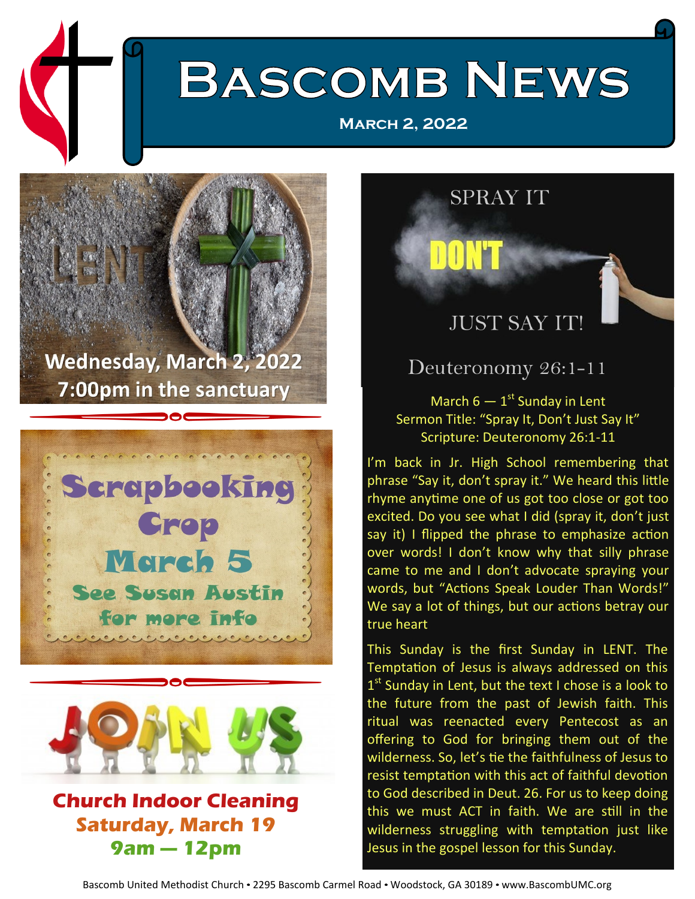# Bascomb News

**March 2, 2022**

LENT

**Wednesday, March 2, 2022**
**7:00pm in the sanctuary**

Scrapbooking Crop

March 5

See Susan Austin for more info

JOIN US

**Church Indoor Cleaning**
**Saturday, March 19**
**9am — 12pm**

SPRAY IT DON'T JUST SAY IT!

Deuteronomy 26:1-11

March 6 — 1st Sunday in Lent
Sermon Title: "Spray It, Don't Just Say It"
Scripture: Deuteronomy 26:1-11

I'm back in Jr. High School remembering that phrase "Say it, don't spray it." We heard this little rhyme anytime one of us got too close or got too excited. Do you see what I did (spray it, don't just say it) I flipped the phrase to emphasize action over words! I don't know why that silly phrase came to me and I don't advocate spraying your words, but "Actions Speak Louder Than Words!" We say a lot of things, but our actions betray our true heart

This Sunday is the first Sunday in LENT. The Temptation of Jesus is always addressed on this 1st Sunday in Lent, but the text I chose is a look to the future from the past of Jewish faith. This ritual was reenacted every Pentecost as an offering to God for bringing them out of the wilderness. So, let's tie the faithfulness of Jesus to resist temptation with this act of faithful devotion to God described in Deut. 26. For us to keep doing this we must ACT in faith. We are still in the wilderness struggling with temptation just like Jesus in the gospel lesson for this Sunday.

Bascomb United Methodist Church • 2295 Bascomb Carmel Road • Woodstock, GA 30189 • www.BascombUMC.org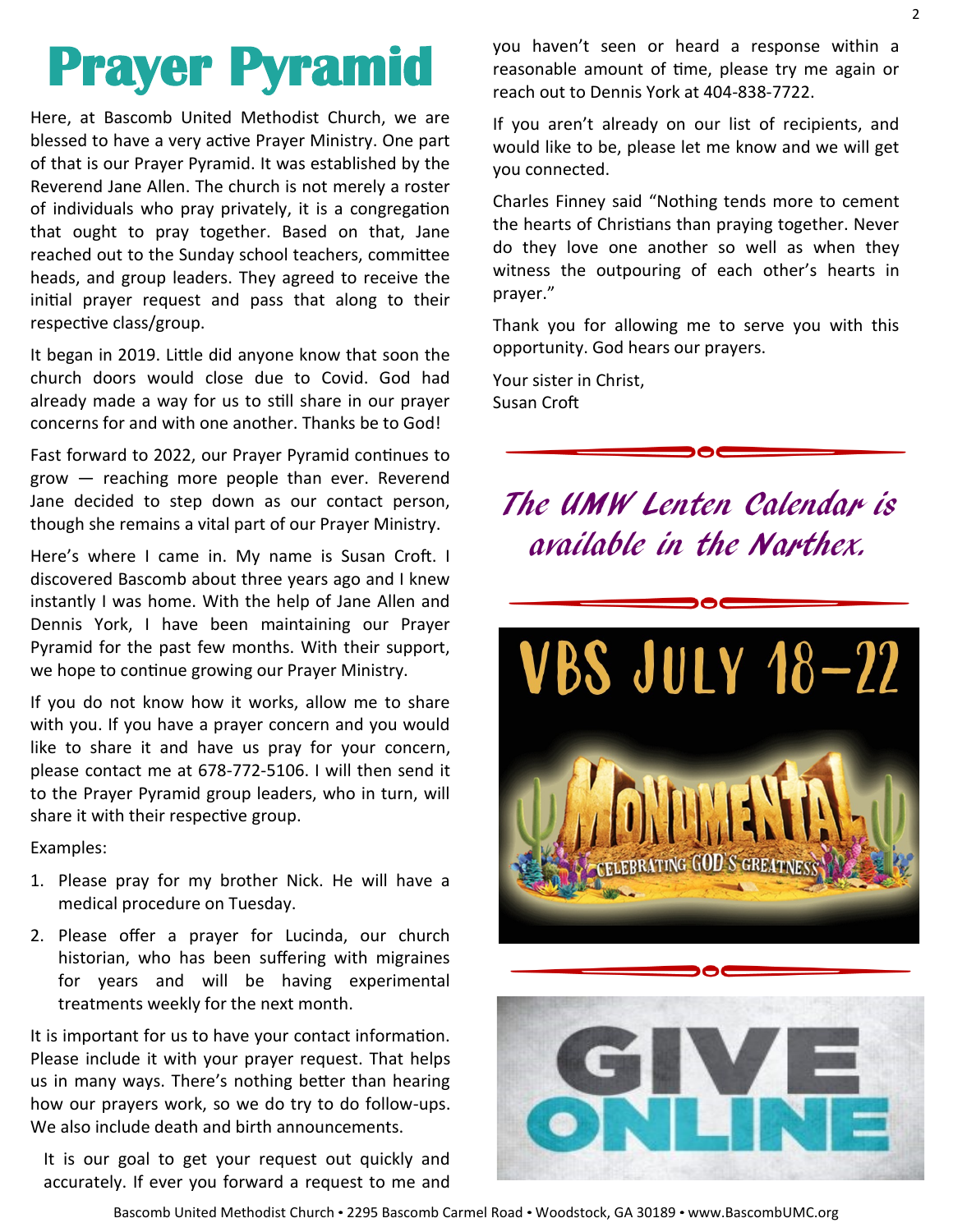# Prayer Pyramid

Here, at Bascomb United Methodist Church, we are blessed to have a very active Prayer Ministry. One part of that is our Prayer Pyramid. It was established by the Reverend Jane Allen. The church is not merely a roster of individuals who pray privately, it is a congregation that ought to pray together. Based on that, Jane reached out to the Sunday school teachers, committee heads, and group leaders. They agreed to receive the initial prayer request and pass that along to their respective class/group.

It began in 2019. Little did anyone know that soon the church doors would close due to Covid. God had already made a way for us to still share in our prayer concerns for and with one another. Thanks be to God!

Fast forward to 2022, our Prayer Pyramid continues to grow — reaching more people than ever. Reverend Jane decided to step down as our contact person, though she remains a vital part of our Prayer Ministry.

Here's where I came in. My name is Susan Croft. I discovered Bascomb about three years ago and I knew instantly I was home. With the help of Jane Allen and Dennis York, I have been maintaining our Prayer Pyramid for the past few months. With their support, we hope to continue growing our Prayer Ministry.

If you do not know how it works, allow me to share with you. If you have a prayer concern and you would like to share it and have us pray for your concern, please contact me at 678-772-5106. I will then send it to the Prayer Pyramid group leaders, who in turn, will share it with their respective group.

Examples:

1. Please pray for my brother Nick. He will have a medical procedure on Tuesday.
2. Please offer a prayer for Lucinda, our church historian, who has been suffering with migraines for years and will be having experimental treatments weekly for the next month.

It is important for us to have your contact information. Please include it with your prayer request. That helps us in many ways. There's nothing better than hearing how our prayers work, so we do try to do follow-ups. We also include death and birth announcements.

It is our goal to get your request out quickly and accurately. If ever you forward a request to me and you haven't seen or heard a response within a reasonable amount of time, please try me again or reach out to Dennis York at 404-838-7722.

If you aren't already on our list of recipients, and would like to be, please let me know and we will get you connected.

Charles Finney said "Nothing tends more to cement the hearts of Christians than praying together. Never do they love one another so well as when they witness the outpouring of each other's hearts in prayer."

Thank you for allowing me to serve you with this opportunity. God hears our prayers.

Your sister in Christ,
Susan Croft

*The UMW Lenten Calendar is available in the Narthex.*

VBS JULY 18–22

MONUMENTAL
CELEBRATING GOD'S GREATNESS

GIVE ONLINE